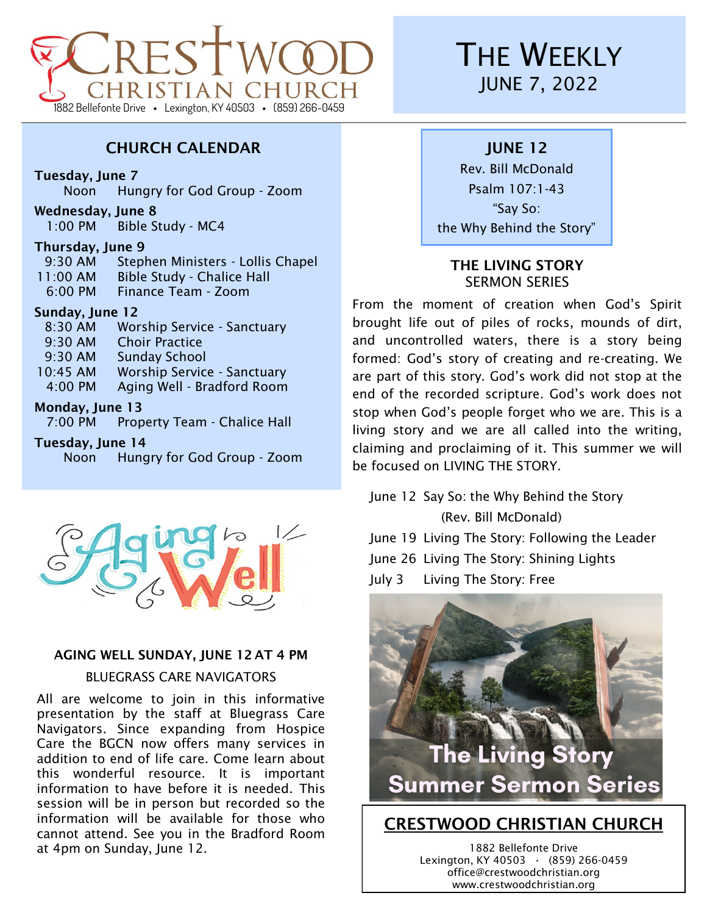# Crestwood Christian Church

1882 Bellefonte Drive • Lexington, KY 40503 • (859) 266-0459

# The Weekly

JUNE 7, 2022

## CHURCH CALENDAR

**Tuesday, June 7**
- Noon — Hungry for God Group - Zoom

**Wednesday, June 8**
- 1:00 PM — Bible Study - MC4

**Thursday, June 9**
- 9:30 AM — Stephen Ministers - Lollis Chapel
- 11:00 AM — Bible Study - Chalice Hall
- 6:00 PM — Finance Team - Zoom

**Sunday, June 12**
- 8:30 AM — Worship Service - Sanctuary
- 9:30 AM — Choir Practice
- 9:30 AM — Sunday School
- 10:45 AM — Worship Service - Sanctuary
- 4:00 PM — Aging Well - Bradford Room

**Monday, June 13**
- 7:00 PM — Property Team - Chalice Hall

**Tuesday, June 14**
- Noon — Hungry for God Group - Zoom

Aging Well

### AGING WELL SUNDAY, JUNE 12 AT 4 PM

BLUEGRASS CARE NAVIGATORS

All are welcome to join in this informative presentation by the staff at Bluegrass Care Navigators. Since expanding from Hospice Care the BGCN now offers many services in addition to end of life care. Come learn about this wonderful resource. It is important information to have before it is needed. This session will be in person but recorded so the information will be available for those who cannot attend. See you in the Bradford Room at 4pm on Sunday, June 12.

**JUNE 12**
Rev. Bill McDonald
Psalm 107:1-43
"Say So:
the Why Behind the Story"

### THE LIVING STORY
SERMON SERIES

From the moment of creation when God's Spirit brought life out of piles of rocks, mounds of dirt, and uncontrolled waters, there is a story being formed: God's story of creating and re-creating. We are part of this story. God's work did not stop at the end of the recorded scripture. God's work does not stop when God's people forget who we are. This is a living story and we are all called into the writing, claiming and proclaiming of it. This summer we will be focused on LIVING THE STORY.

- June 12 — Say So: the Why Behind the Story (Rev. Bill McDonald)
- June 19 — Living The Story: Following the Leader
- June 26 — Living The Story: Shining Lights
- July 3 — Living The Story: Free

The Living Story
Summer Sermon Series

## CRESTWOOD CHRISTIAN CHURCH

1882 Bellefonte Drive
Lexington, KY 40503 · (859) 266-0459
office@crestwoodchristian.org
www.crestwoodchristian.org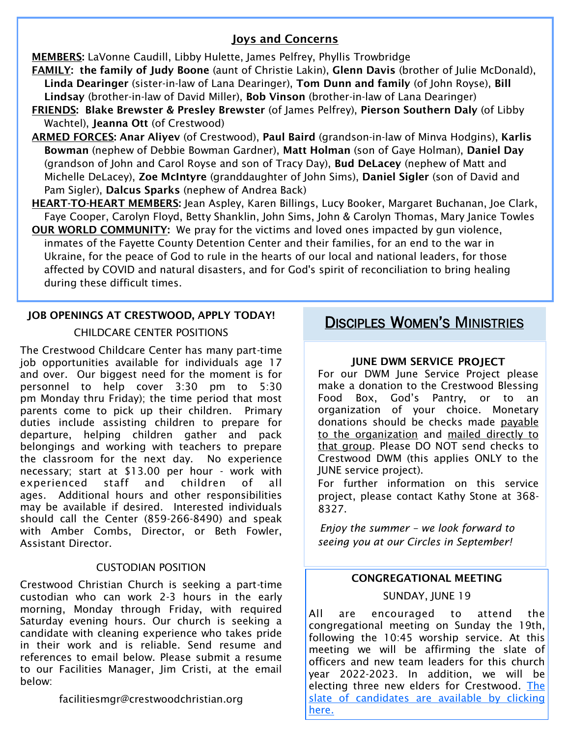## Joys and Concerns

**MEMBERS:** LaVonne Caudill, Libby Hulette, James Pelfrey, Phyllis Trowbridge

**FAMILY: the family of Judy Boone** (aunt of Christie Lakin), **Glenn Davis** (brother of Julie McDonald), **Linda Dearinger** (sister-in-law of Lana Dearinger), **Tom Dunn and family** (of John Royse), **Bill Lindsay** (brother-in-law of David Miller), **Bob Vinson** (brother-in-law of Lana Dearinger)

**FRIENDS: Blake Brewster & Presley Brewster** (of James Pelfrey), **Pierson Southern Daly** (of Libby Wachtel), **Jeanna Ott** (of Crestwood)

**ARMED FORCES: Anar Aliyev** (of Crestwood), **Paul Baird** (grandson-in-law of Minva Hodgins), **Karlis Bowman** (nephew of Debbie Bowman Gardner), **Matt Holman** (son of Gaye Holman), **Daniel Day** (grandson of John and Carol Royse and son of Tracy Day), **Bud DeLacey** (nephew of Matt and Michelle DeLacey), **Zoe McIntyre** (granddaughter of John Sims), **Daniel Sigler** (son of David and Pam Sigler), **Dalcus Sparks** (nephew of Andrea Back)

**HEART-TO-HEART MEMBERS:** Jean Aspley, Karen Billings, Lucy Booker, Margaret Buchanan, Joe Clark, Faye Cooper, Carolyn Floyd, Betty Shanklin, John Sims, John & Carolyn Thomas, Mary Janice Towles

**OUR WORLD COMMUNITY:** We pray for the victims and loved ones impacted by gun violence, inmates of the Fayette County Detention Center and their families, for an end to the war in Ukraine, for the peace of God to rule in the hearts of our local and national leaders, for those affected by COVID and natural disasters, and for God's spirit of reconciliation to bring healing during these difficult times.

## JOB OPENINGS AT CRESTWOOD, APPLY TODAY!

### CHILDCARE CENTER POSITIONS

The Crestwood Childcare Center has many part-time job opportunities available for individuals age 17 and over. Our biggest need for the moment is for personnel to help cover 3:30 pm to 5:30 pm Monday thru Friday); the time period that most parents come to pick up their children. Primary duties include assisting children to prepare for departure, helping children gather and pack belongings and working with teachers to prepare the classroom for the next day. No experience necessary; start at $13.00 per hour - work with experienced staff and children of all ages. Additional hours and other responsibilities may be available if desired. Interested individuals should call the Center (859-266-8490) and speak with Amber Combs, Director, or Beth Fowler, Assistant Director.

### CUSTODIAN POSITION

Crestwood Christian Church is seeking a part-time custodian who can work 2-3 hours in the early morning, Monday through Friday, with required Saturday evening hours. Our church is seeking a candidate with cleaning experience who takes pride in their work and is reliable. Send resume and references to email below. Please submit a resume to our Facilities Manager, Jim Cristi, at the email below:

facilitiesmgr@crestwoodchristian.org

## DISCIPLES WOMEN'S MINISTRIES

### JUNE DWM SERVICE PROJECT

For our DWM June Service Project please make a donation to the Crestwood Blessing Food Box, God's Pantry, or to an organization of your choice. Monetary donations should be checks made payable to the organization and mailed directly to that group. Please DO NOT send checks to Crestwood DWM (this applies ONLY to the JUNE service project).

For further information on this service project, please contact Kathy Stone at 368-8327.

*Enjoy the summer – we look forward to seeing you at our Circles in September!*

## CONGREGATIONAL MEETING

### SUNDAY, JUNE 19

All are encouraged to attend the congregational meeting on Sunday the 19th, following the 10:45 worship service. At this meeting we will be affirming the slate of officers and new team leaders for this church year 2022-2023. In addition, we will be electing three new elders for Crestwood. The slate of candidates are available by clicking here.